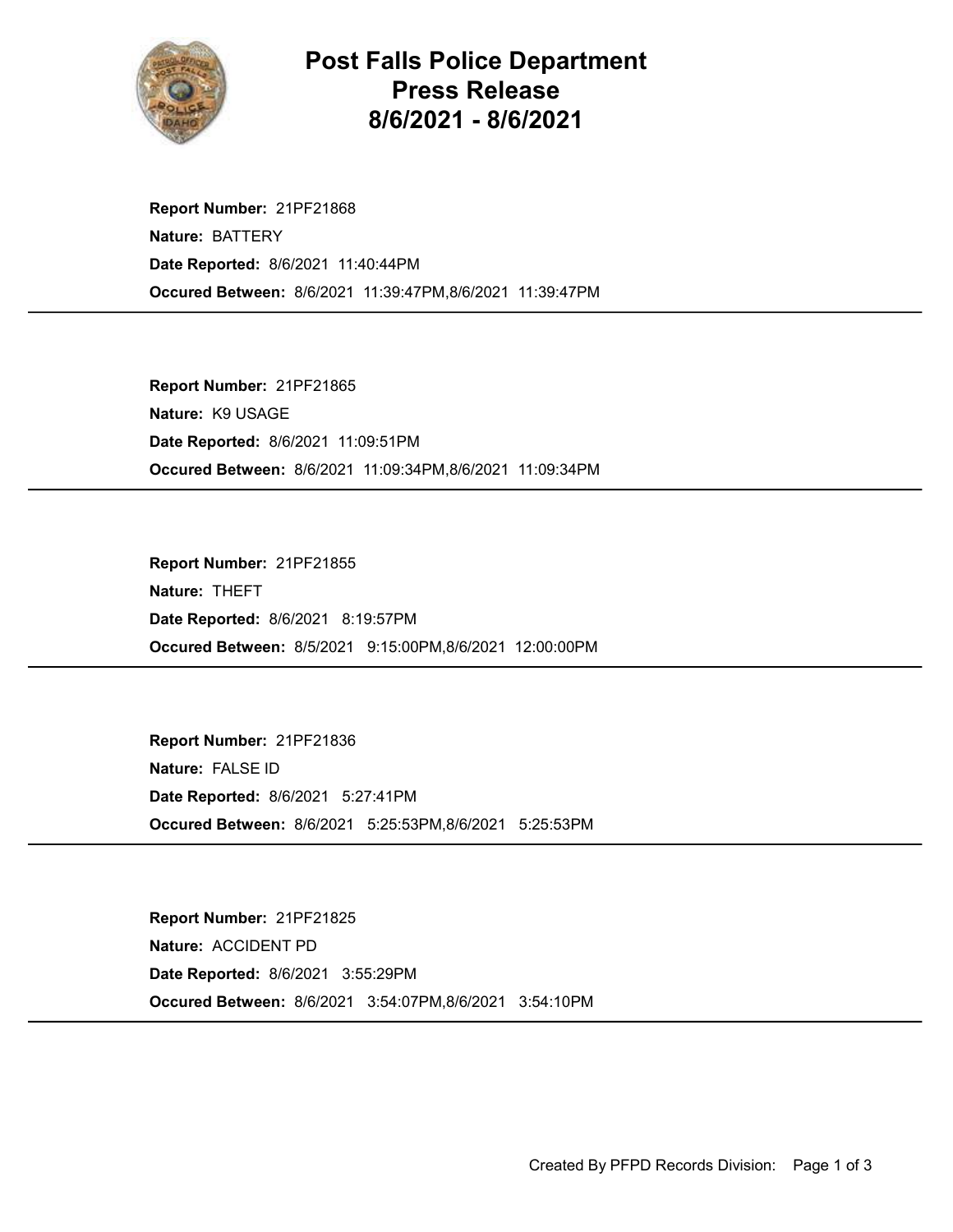# Post Falls Police Department
# Press Release
# 8/6/2021 - 8/6/2021

**Report Number:** 21PF21868
**Nature:** BATTERY
**Date Reported:** 8/6/2021 11:40:44PM
**Occured Between:** 8/6/2021 11:39:47PM,8/6/2021 11:39:47PM

---

**Report Number:** 21PF21865
**Nature:** K9 USAGE
**Date Reported:** 8/6/2021 11:09:51PM
**Occured Between:** 8/6/2021 11:09:34PM,8/6/2021 11:09:34PM

---

**Report Number:** 21PF21855
**Nature:** THEFT
**Date Reported:** 8/6/2021 8:19:57PM
**Occured Between:** 8/5/2021 9:15:00PM,8/6/2021 12:00:00PM

---

**Report Number:** 21PF21836
**Nature:** FALSE ID
**Date Reported:** 8/6/2021 5:27:41PM
**Occured Between:** 8/6/2021 5:25:53PM,8/6/2021 5:25:53PM

---

**Report Number:** 21PF21825
**Nature:** ACCIDENT PD
**Date Reported:** 8/6/2021 3:55:29PM
**Occured Between:** 8/6/2021 3:54:07PM,8/6/2021 3:54:10PM

---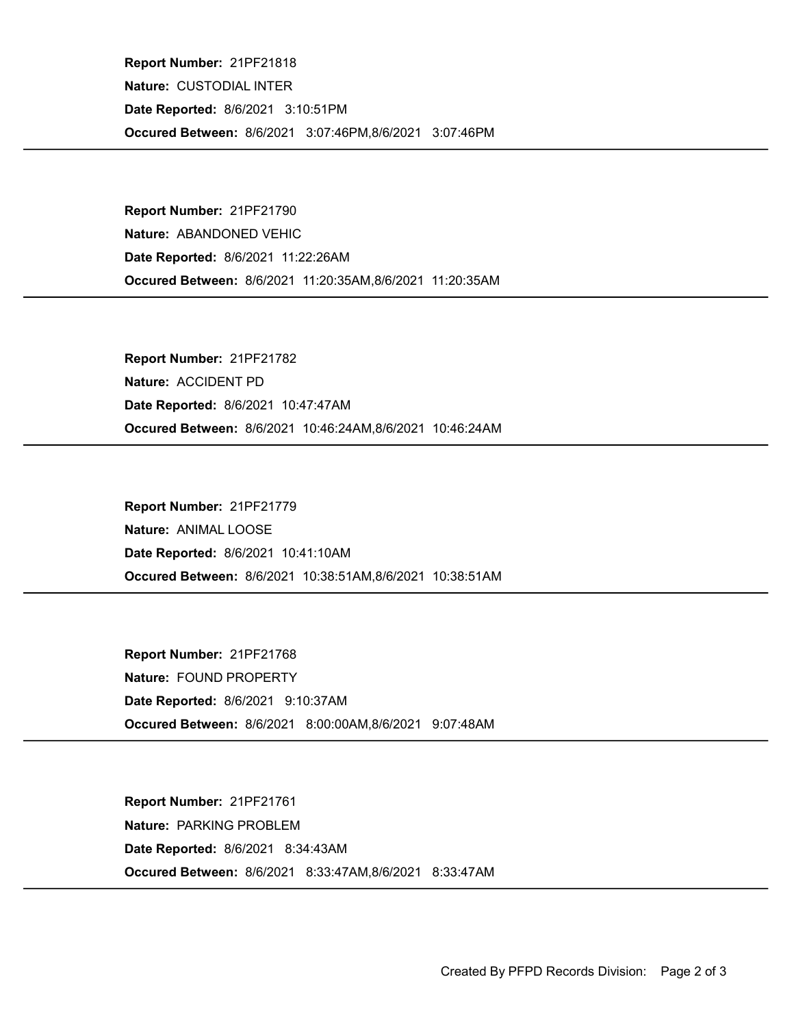**Report Number:** 21PF21818
**Nature:** CUSTODIAL INTER
**Date Reported:** 8/6/2021 3:10:51PM
**Occured Between:** 8/6/2021 3:07:46PM,8/6/2021 3:07:46PM

---

**Report Number:** 21PF21790
**Nature:** ABANDONED VEHIC
**Date Reported:** 8/6/2021 11:22:26AM
**Occured Between:** 8/6/2021 11:20:35AM,8/6/2021 11:20:35AM

---

**Report Number:** 21PF21782
**Nature:** ACCIDENT PD
**Date Reported:** 8/6/2021 10:47:47AM
**Occured Between:** 8/6/2021 10:46:24AM,8/6/2021 10:46:24AM

---

**Report Number:** 21PF21779
**Nature:** ANIMAL LOOSE
**Date Reported:** 8/6/2021 10:41:10AM
**Occured Between:** 8/6/2021 10:38:51AM,8/6/2021 10:38:51AM

---

**Report Number:** 21PF21768
**Nature:** FOUND PROPERTY
**Date Reported:** 8/6/2021 9:10:37AM
**Occured Between:** 8/6/2021 8:00:00AM,8/6/2021 9:07:48AM

---

**Report Number:** 21PF21761
**Nature:** PARKING PROBLEM
**Date Reported:** 8/6/2021 8:34:43AM
**Occured Between:** 8/6/2021 8:33:47AM,8/6/2021 8:33:47AM

---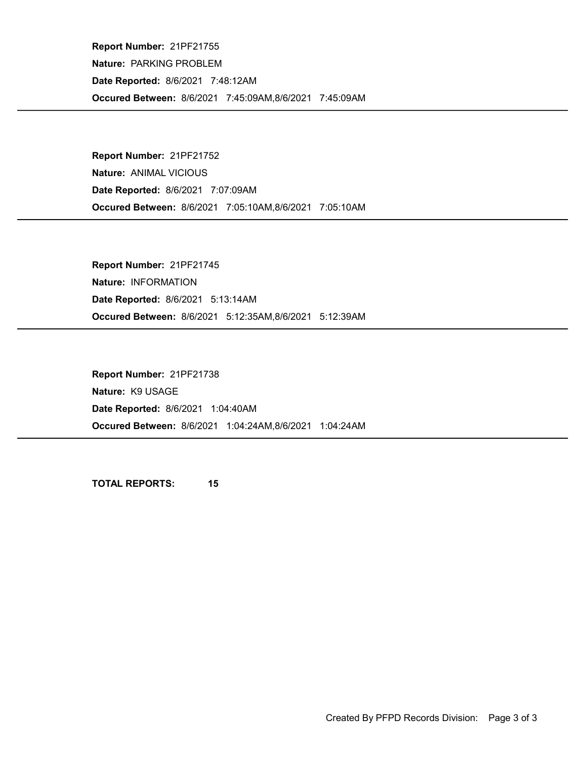**Report Number:** 21PF21755

**Nature:** PARKING PROBLEM

**Date Reported:** 8/6/2021 7:48:12AM

**Occured Between:** 8/6/2021 7:45:09AM,8/6/2021 7:45:09AM

---

**Report Number:** 21PF21752

**Nature:** ANIMAL VICIOUS

**Date Reported:** 8/6/2021 7:07:09AM

**Occured Between:** 8/6/2021 7:05:10AM,8/6/2021 7:05:10AM

---

**Report Number:** 21PF21745

**Nature:** INFORMATION

**Date Reported:** 8/6/2021 5:13:14AM

**Occured Between:** 8/6/2021 5:12:35AM,8/6/2021 5:12:39AM

---

**Report Number:** 21PF21738

**Nature:** K9 USAGE

**Date Reported:** 8/6/2021 1:04:40AM

**Occured Between:** 8/6/2021 1:04:24AM,8/6/2021 1:04:24AM

---

**TOTAL REPORTS: 15**

Created By PFPD Records Division: